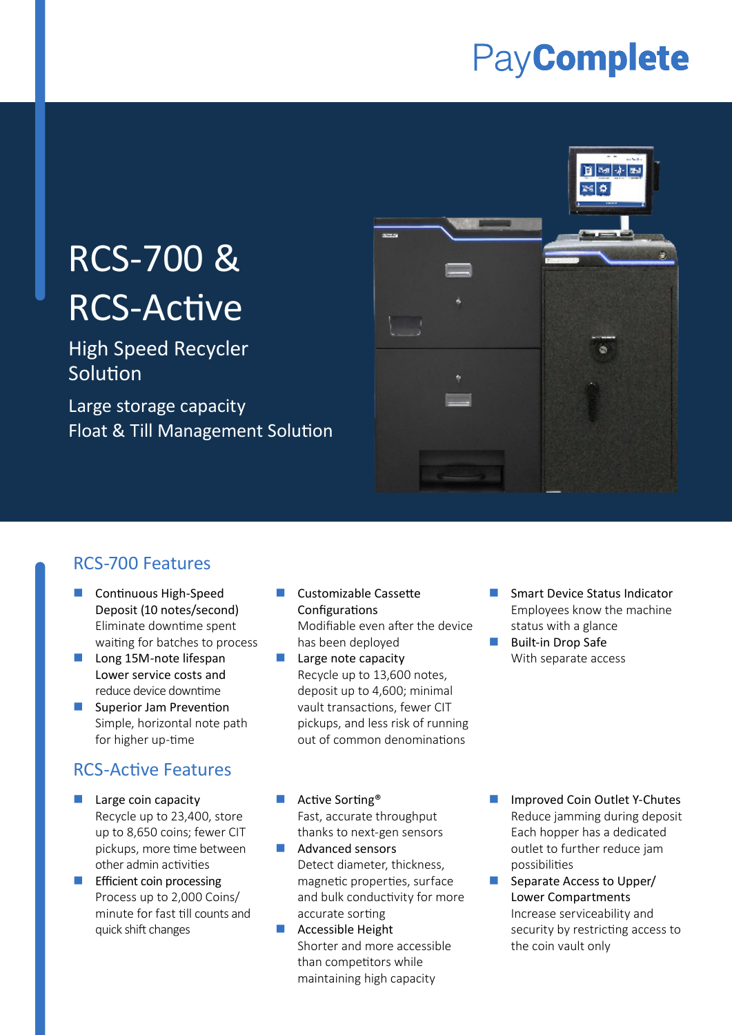PayComplete

# RCS-700 & RCS-Active

High Speed Recycler Solution

Large storage capacity
Float & Till Management Solution

## RCS-700 Features

- **Continuous High-Speed Deposit (10 notes/second)**
  Eliminate downtime spent waiting for batches to process
- **Long 15M-note lifespan**
  Lower service costs and reduce device downtime
- **Superior Jam Prevention**
  Simple, horizontal note path for higher up-time
- **Customizable Cassette Configurations**
  Modifiable even after the device has been deployed
- **Large note capacity**
  Recycle up to 13,600 notes, deposit up to 4,600; minimal vault transactions, fewer CIT pickups, and less risk of running out of common denominations
- **Smart Device Status Indicator**
  Employees know the machine status with a glance
- **Built-in Drop Safe**
  With separate access

## RCS-Active Features

- **Large coin capacity**
  Recycle up to 23,400, store up to 8,650 coins; fewer CIT pickups, more time between other admin activities
- **Efficient coin processing**
  Process up to 2,000 Coins/minute for fast till counts and quick shift changes
- **Active Sorting®**
  Fast, accurate throughput thanks to next-gen sensors
- **Advanced sensors**
  Detect diameter, thickness, magnetic properties, surface and bulk conductivity for more accurate sorting
- **Accessible Height**
  Shorter and more accessible than competitors while maintaining high capacity
- **Improved Coin Outlet Y-Chutes**
  Reduce jamming during deposit Each hopper has a dedicated outlet to further reduce jam possibilities
- **Separate Access to Upper/ Lower Compartments**
  Increase serviceability and security by restricting access to the coin vault only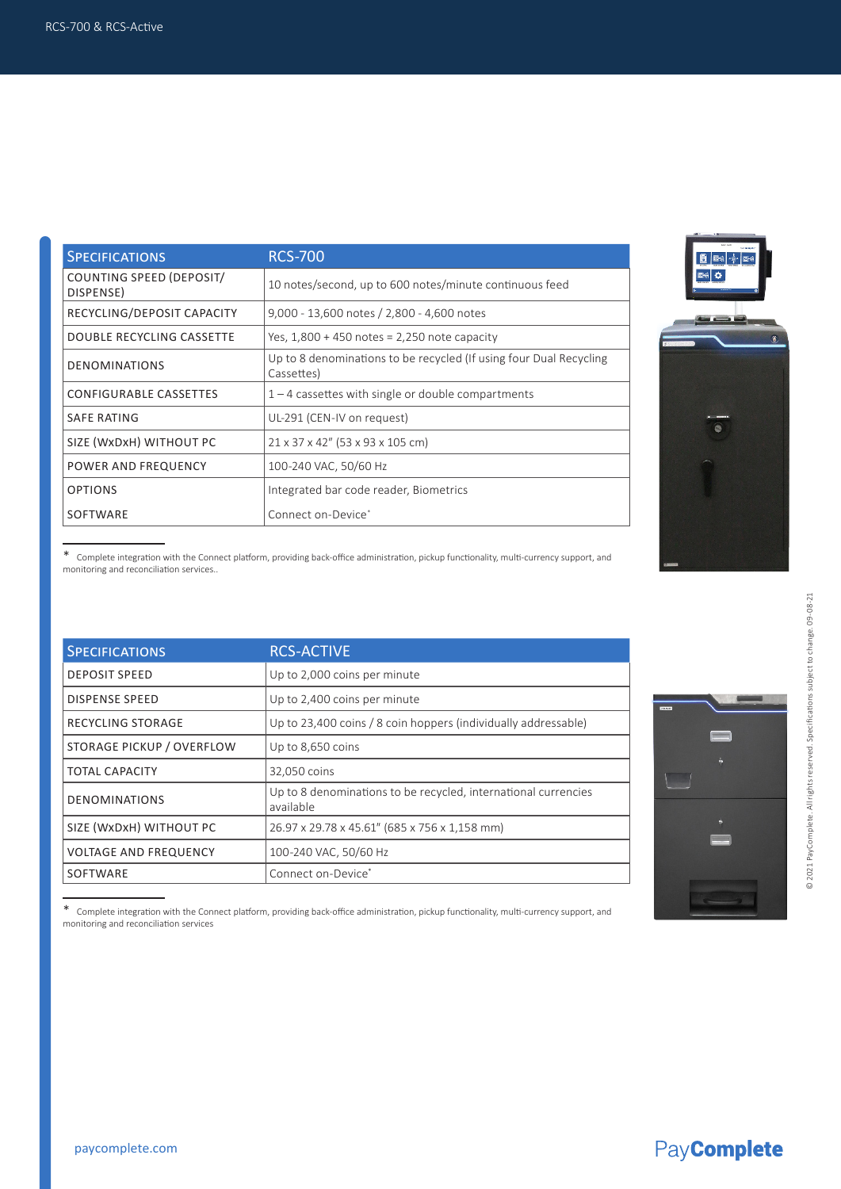| SPECIFICATIONS | RCS-700 |
|---|---|
| COUNTING SPEED (DEPOSIT/ DISPENSE) | 10 notes/second, up to 600 notes/minute continuous feed |
| RECYCLING/DEPOSIT CAPACITY | 9,000 - 13,600 notes / 2,800 - 4,600 notes |
| DOUBLE RECYCLING CASSETTE | Yes, 1,800 + 450 notes = 2,250 note capacity |
| DENOMINATIONS | Up to 8 denominations to be recycled (If using four Dual Recycling Cassettes) |
| CONFIGURABLE CASSETTES | 1 – 4 cassettes with single or double compartments |
| SAFE RATING | UL-291 (CEN-IV on request) |
| SIZE (WxDxH) WITHOUT PC | 21 x 37 x 42" (53 x 93 x 105 cm) |
| POWER AND FREQUENCY | 100-240 VAC, 50/60 Hz |
| OPTIONS | Integrated bar code reader, Biometrics |
| SOFTWARE | Connect on-Device* |

* Complete integration with the Connect platform, providing back-office administration, pickup functionality, multi-currency support, and monitoring and reconciliation services..

| SPECIFICATIONS | RCS-ACTIVE |
|---|---|
| DEPOSIT SPEED | Up to 2,000 coins per minute |
| DISPENSE SPEED | Up to 2,400 coins per minute |
| RECYCLING STORAGE | Up to 23,400 coins / 8 coin hoppers (individually addressable) |
| STORAGE PICKUP / OVERFLOW | Up to 8,650 coins |
| TOTAL CAPACITY | 32,050 coins |
| DENOMINATIONS | Up to 8 denominations to be recycled, international currencies available |
| SIZE (WxDxH) WITHOUT PC | 26.97 x 29.78 x 45.61" (685 x 756 x 1,158 mm) |
| VOLTAGE AND FREQUENCY | 100-240 VAC, 50/60 Hz |
| SOFTWARE | Connect on-Device* |

* Complete integration with the Connect platform, providing back-office administration, pickup functionality, multi-currency support, and monitoring and reconciliation services

© 2021 PayComplete. All rights reserved. Specifications subject to change. 09-08-21

paycomplete.com

PayComplete